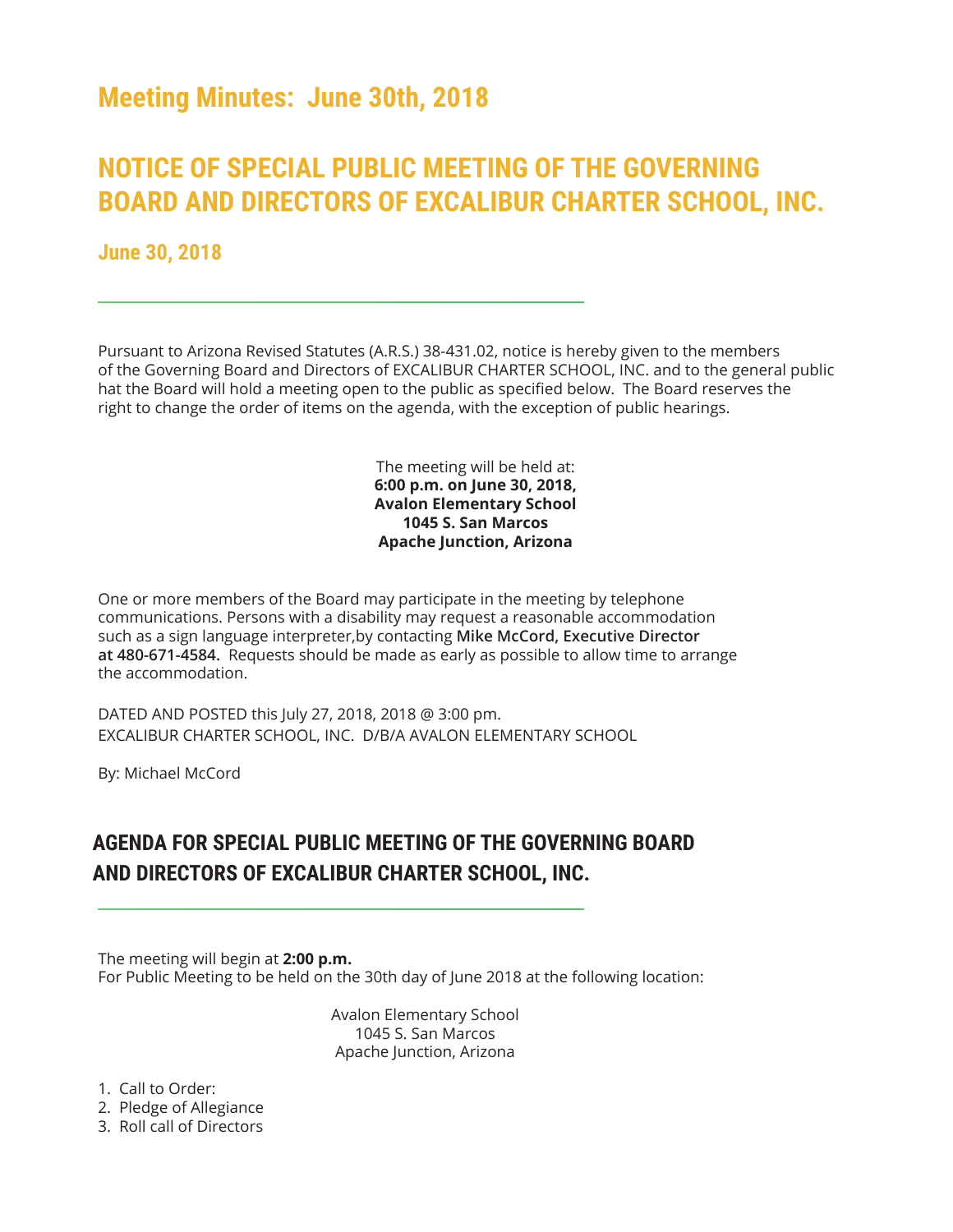# Meeting Minutes:  June 30th, 2018

## NOTICE OF SPECIAL PUBLIC MEETING OF THE GOVERNING BOARD AND DIRECTORS OF EXCALIBUR CHARTER SCHOOL, INC.

### June 30, 2018

Pursuant to Arizona Revised Statutes (A.R.S.) 38-431.02, notice is hereby given to the members of the Governing Board and Directors of EXCALIBUR CHARTER SCHOOL, INC. and to the general public hat the Board will hold a meeting open to the public as specified below.  The Board reserves the right to change the order of items on the agenda, with the exception of public hearings.

The meeting will be held at:
**6:00 p.m. on June 30, 2018,**
**Avalon Elementary School**
**1045 S. San Marcos**
**Apache Junction, Arizona**

One or more members of the Board may participate in the meeting by telephone communications. Persons with a disability may request a reasonable accommodation such as a sign language interpreter,by contacting **Mike McCord, Executive Director at 480-671-4584.**  Requests should be made as early as possible to allow time to arrange the accommodation.

DATED AND POSTED this July 27, 2018, 2018 @ 3:00 pm.
EXCALIBUR CHARTER SCHOOL, INC.  D/B/A AVALON ELEMENTARY SCHOOL

By: Michael McCord

## AGENDA FOR SPECIAL PUBLIC MEETING OF THE GOVERNING BOARD AND DIRECTORS OF EXCALIBUR CHARTER SCHOOL, INC.

The meeting will begin at **2:00 p.m.**
For Public Meeting to be held on the 30th day of June 2018 at the following location:

Avalon Elementary School
1045 S. San Marcos
Apache Junction, Arizona

1. Call to Order:
2. Pledge of Allegiance
3. Roll call of Directors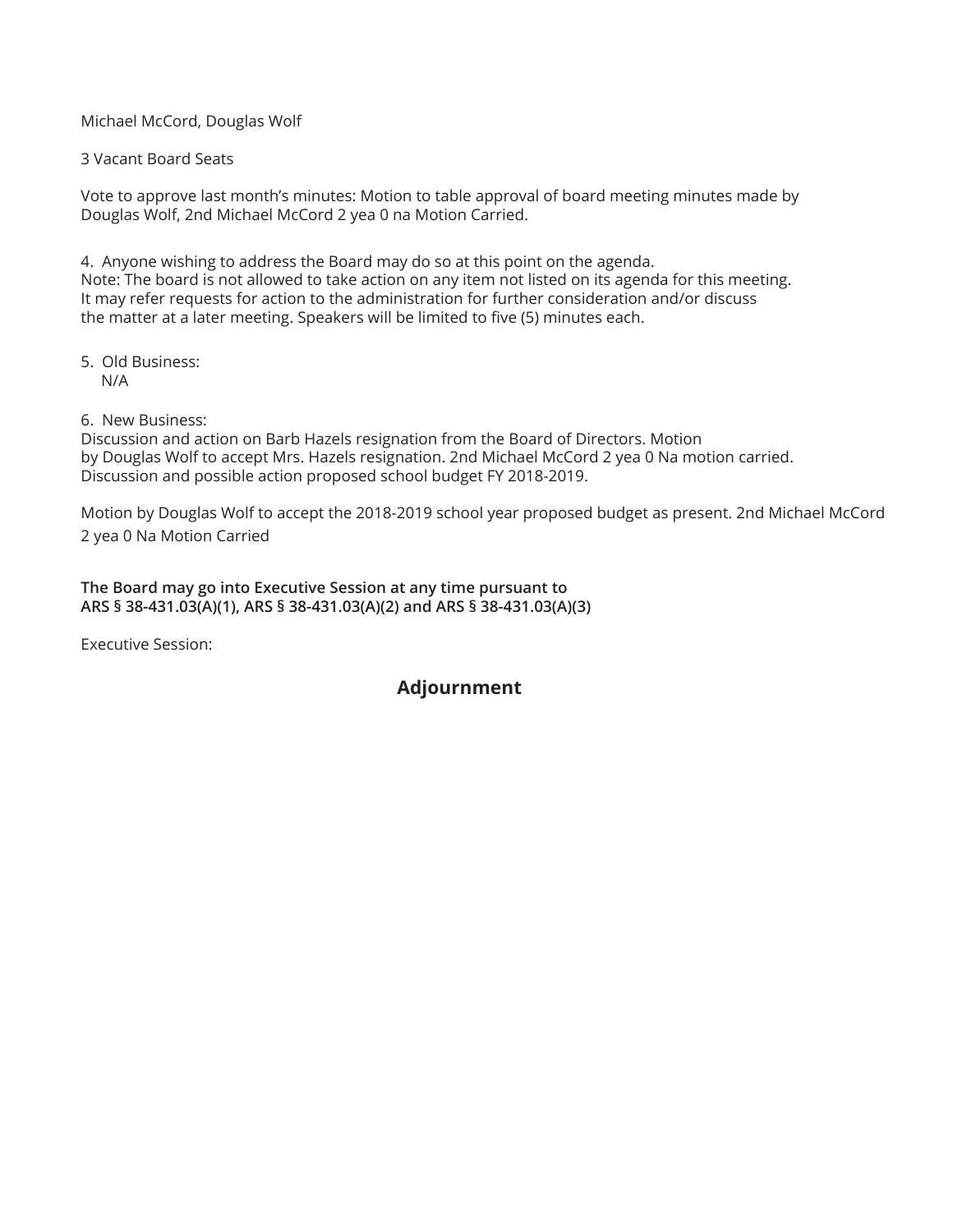Michael McCord, Douglas Wolf

3 Vacant Board Seats

Vote to approve last month's minutes: Motion to table approval of board meeting minutes made by Douglas Wolf, 2nd Michael McCord 2 yea 0 na Motion Carried.

4. Anyone wishing to address the Board may do so at this point on the agenda.
Note: The board is not allowed to take action on any item not listed on its agenda for this meeting. It may refer requests for action to the administration for further consideration and/or discuss the matter at a later meeting. Speakers will be limited to five (5) minutes each.

5. Old Business:
N/A

6. New Business:
Discussion and action on Barb Hazels resignation from the Board of Directors. Motion by Douglas Wolf to accept Mrs. Hazels resignation. 2nd Michael McCord 2 yea 0 Na motion carried.
Discussion and possible action proposed school budget FY 2018-2019.

Motion by Douglas Wolf to accept the 2018-2019 school year proposed budget as present. 2nd Michael McCord 2 yea 0 Na Motion Carried

**The Board may go into Executive Session at any time pursuant to ARS § 38-431.03(A)(1), ARS § 38-431.03(A)(2) and ARS § 38-431.03(A)(3)**

Executive Session:

## Adjournment